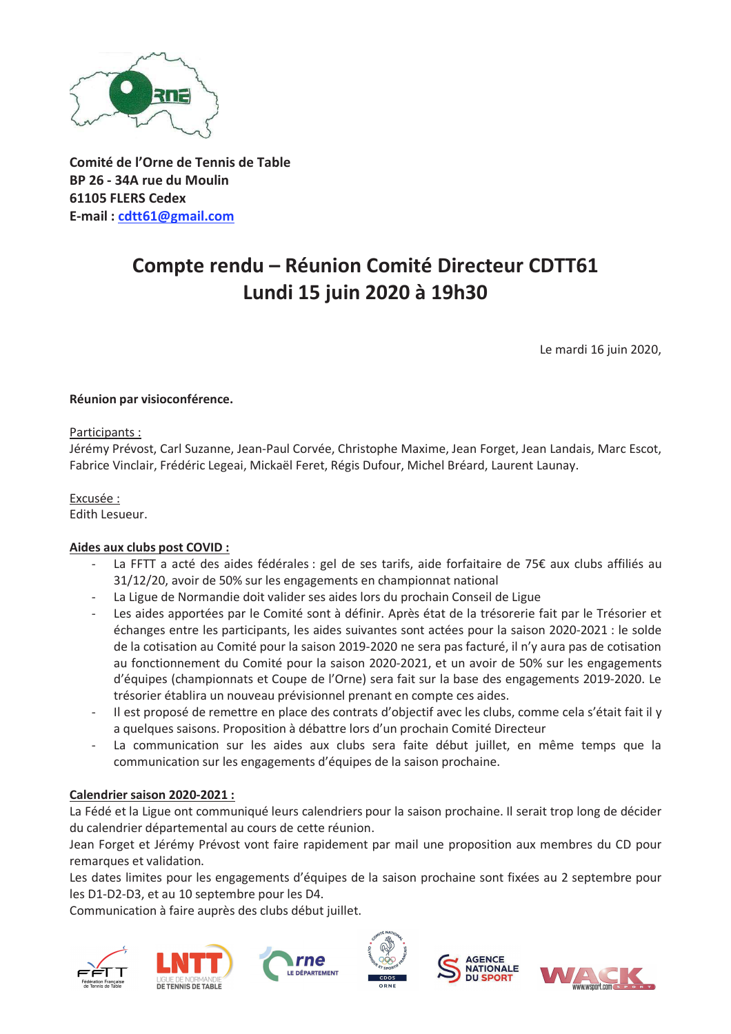**Comité de l'Orne de Tennis de Table**
**BP 26 - 34A rue du Moulin**
**61105 FLERS Cedex**
**E-mail : cdtt61@gmail.com**

# Compte rendu – Réunion Comité Directeur CDTT61
# Lundi 15 juin 2020 à 19h30

Le mardi 16 juin 2020,

**Réunion par visioconférence.**

Participants :
Jérémy Prévost, Carl Suzanne, Jean-Paul Corvée, Christophe Maxime, Jean Forget, Jean Landais, Marc Escot, Fabrice Vinclair, Frédéric Legeai, Mickaël Feret, Régis Dufour, Michel Bréard, Laurent Launay.

Excusée :
Edith Lesueur.

**Aides aux clubs post COVID :**

- La FFTT a acté des aides fédérales : gel de ses tarifs, aide forfaitaire de 75€ aux clubs affiliés au 31/12/20, avoir de 50% sur les engagements en championnat national
- La Ligue de Normandie doit valider ses aides lors du prochain Conseil de Ligue
- Les aides apportées par le Comité sont à définir. Après état de la trésorerie fait par le Trésorier et échanges entre les participants, les aides suivantes sont actées pour la saison 2020-2021 : le solde de la cotisation au Comité pour la saison 2019-2020 ne sera pas facturé, il n'y aura pas de cotisation au fonctionnement du Comité pour la saison 2020-2021, et un avoir de 50% sur les engagements d'équipes (championnats et Coupe de l'Orne) sera fait sur la base des engagements 2019-2020. Le trésorier établira un nouveau prévisionnel prenant en compte ces aides.
- Il est proposé de remettre en place des contrats d'objectif avec les clubs, comme cela s'était fait il y a quelques saisons. Proposition à débattre lors d'un prochain Comité Directeur
- La communication sur les aides aux clubs sera faite début juillet, en même temps que la communication sur les engagements d'équipes de la saison prochaine.

**Calendrier saison 2020-2021 :**

La Fédé et la Ligue ont communiqué leurs calendriers pour la saison prochaine. Il serait trop long de décider du calendrier départemental au cours de cette réunion.
Jean Forget et Jérémy Prévost vont faire rapidement par mail une proposition aux membres du CD pour remarques et validation.
Les dates limites pour les engagements d'équipes de la saison prochaine sont fixées au 2 septembre pour les D1-D2-D3, et au 10 septembre pour les D4.
Communication à faire auprès des clubs début juillet.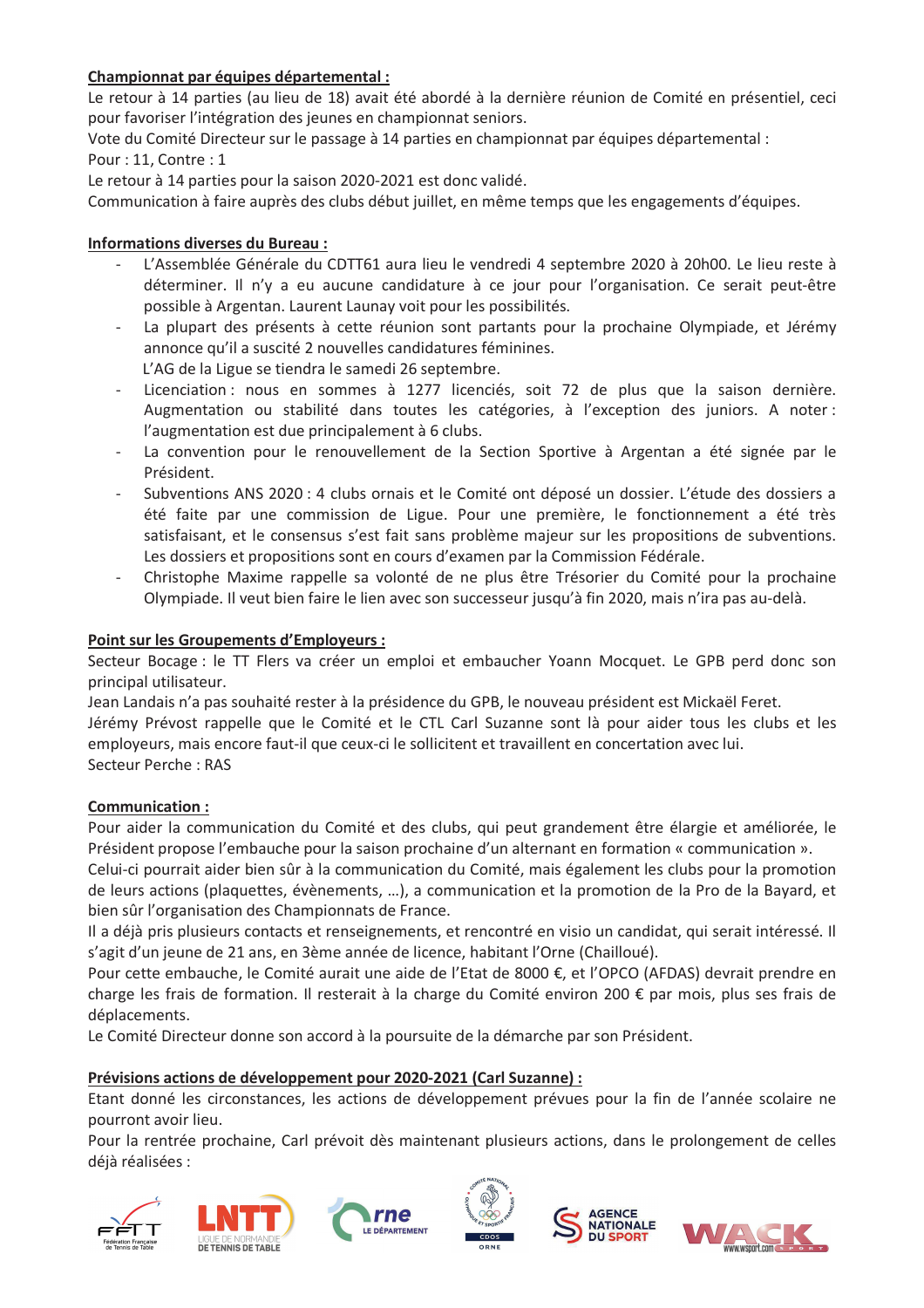**Championnat par équipes départemental :**

Le retour à 14 parties (au lieu de 18) avait été abordé à la dernière réunion de Comité en présentiel, ceci pour favoriser l'intégration des jeunes en championnat seniors.

Vote du Comité Directeur sur le passage à 14 parties en championnat par équipes départemental :

Pour : 11, Contre : 1

Le retour à 14 parties pour la saison 2020-2021 est donc validé.

Communication à faire auprès des clubs début juillet, en même temps que les engagements d'équipes.

**Informations diverses du Bureau :**

- L'Assemblée Générale du CDTT61 aura lieu le vendredi 4 septembre 2020 à 20h00. Le lieu reste à déterminer. Il n'y a eu aucune candidature à ce jour pour l'organisation. Ce serait peut-être possible à Argentan. Laurent Launay voit pour les possibilités.
- La plupart des présents à cette réunion sont partants pour la prochaine Olympiade, et Jérémy annonce qu'il a suscité 2 nouvelles candidatures féminines.
  L'AG de la Ligue se tiendra le samedi 26 septembre.
- Licenciation : nous en sommes à 1277 licenciés, soit 72 de plus que la saison dernière. Augmentation ou stabilité dans toutes les catégories, à l'exception des juniors. A noter : l'augmentation est due principalement à 6 clubs.
- La convention pour le renouvellement de la Section Sportive à Argentan a été signée par le Président.
- Subventions ANS 2020 : 4 clubs ornais et le Comité ont déposé un dossier. L'étude des dossiers a été faite par une commission de Ligue. Pour une première, le fonctionnement a été très satisfaisant, et le consensus s'est fait sans problème majeur sur les propositions de subventions. Les dossiers et propositions sont en cours d'examen par la Commission Fédérale.
- Christophe Maxime rappelle sa volonté de ne plus être Trésorier du Comité pour la prochaine Olympiade. Il veut bien faire le lien avec son successeur jusqu'à fin 2020, mais n'ira pas au-delà.

**Point sur les Groupements d'Employeurs :**

Secteur Bocage : le TT Flers va créer un emploi et embaucher Yoann Mocquet. Le GPB perd donc son principal utilisateur.

Jean Landais n'a pas souhaité rester à la présidence du GPB, le nouveau président est Mickaël Feret.

Jérémy Prévost rappelle que le Comité et le CTL Carl Suzanne sont là pour aider tous les clubs et les employeurs, mais encore faut-il que ceux-ci le sollicitent et travaillent en concertation avec lui.

Secteur Perche : RAS

**Communication :**

Pour aider la communication du Comité et des clubs, qui peut grandement être élargie et améliorée, le Président propose l'embauche pour la saison prochaine d'un alternant en formation « communication ».

Celui-ci pourrait aider bien sûr à la communication du Comité, mais également les clubs pour la promotion de leurs actions (plaquettes, évènements, …), a communication et la promotion de la Pro de la Bayard, et bien sûr l'organisation des Championnats de France.

Il a déjà pris plusieurs contacts et renseignements, et rencontré en visio un candidat, qui serait intéressé. Il s'agit d'un jeune de 21 ans, en 3ème année de licence, habitant l'Orne (Chailloué).

Pour cette embauche, le Comité aurait une aide de l'Etat de 8000 €, et l'OPCO (AFDAS) devrait prendre en charge les frais de formation. Il resterait à la charge du Comité environ 200 € par mois, plus ses frais de déplacements.

Le Comité Directeur donne son accord à la poursuite de la démarche par son Président.

**Prévisions actions de développement pour 2020-2021 (Carl Suzanne) :**

Etant donné les circonstances, les actions de développement prévues pour la fin de l'année scolaire ne pourront avoir lieu.

Pour la rentrée prochaine, Carl prévoit dès maintenant plusieurs actions, dans le prolongement de celles déjà réalisées :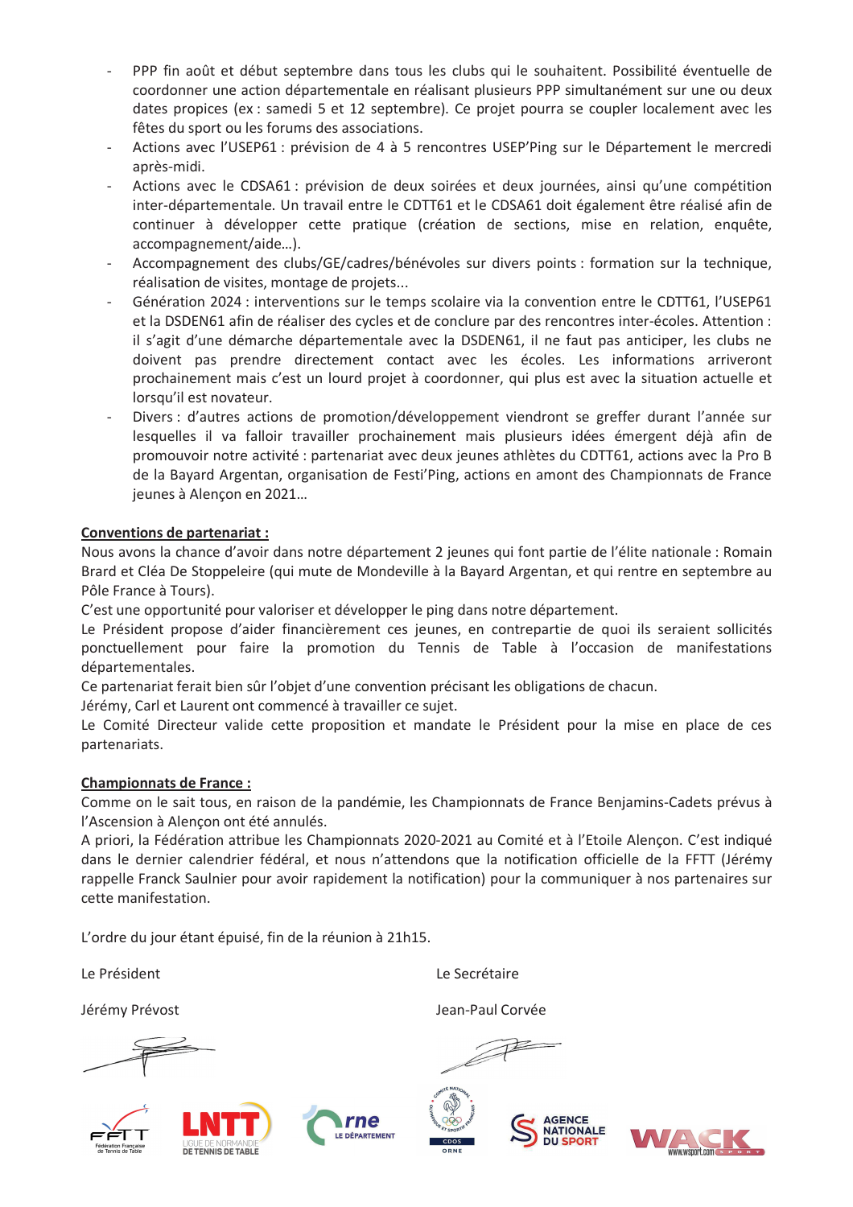- PPP fin août et début septembre dans tous les clubs qui le souhaitent. Possibilité éventuelle de coordonner une action départementale en réalisant plusieurs PPP simultanément sur une ou deux dates propices (ex : samedi 5 et 12 septembre). Ce projet pourra se coupler localement avec les fêtes du sport ou les forums des associations.
- Actions avec l'USEP61 : prévision de 4 à 5 rencontres USEP'Ping sur le Département le mercredi après-midi.
- Actions avec le CDSA61 : prévision de deux soirées et deux journées, ainsi qu'une compétition inter-départementale. Un travail entre le CDTT61 et le CDSA61 doit également être réalisé afin de continuer à développer cette pratique (création de sections, mise en relation, enquête, accompagnement/aide…).
- Accompagnement des clubs/GE/cadres/bénévoles sur divers points : formation sur la technique, réalisation de visites, montage de projets...
- Génération 2024 : interventions sur le temps scolaire via la convention entre le CDTT61, l'USEP61 et la DSDEN61 afin de réaliser des cycles et de conclure par des rencontres inter-écoles. Attention : il s'agit d'une démarche départementale avec la DSDEN61, il ne faut pas anticiper, les clubs ne doivent pas prendre directement contact avec les écoles. Les informations arriveront prochainement mais c'est un lourd projet à coordonner, qui plus est avec la situation actuelle et lorsqu'il est novateur.
- Divers : d'autres actions de promotion/développement viendront se greffer durant l'année sur lesquelles il va falloir travailler prochainement mais plusieurs idées émergent déjà afin de promouvoir notre activité : partenariat avec deux jeunes athlètes du CDTT61, actions avec la Pro B de la Bayard Argentan, organisation de Festi'Ping, actions en amont des Championnats de France jeunes à Alençon en 2021…

**Conventions de partenariat :**

Nous avons la chance d'avoir dans notre département 2 jeunes qui font partie de l'élite nationale : Romain Brard et Cléa De Stoppeleire (qui mute de Mondeville à la Bayard Argentan, et qui rentre en septembre au Pôle France à Tours).

C'est une opportunité pour valoriser et développer le ping dans notre département.

Le Président propose d'aider financièrement ces jeunes, en contrepartie de quoi ils seraient sollicités ponctuellement pour faire la promotion du Tennis de Table à l'occasion de manifestations départementales.

Ce partenariat ferait bien sûr l'objet d'une convention précisant les obligations de chacun.

Jérémy, Carl et Laurent ont commencé à travailler ce sujet.

Le Comité Directeur valide cette proposition et mandate le Président pour la mise en place de ces partenariats.

**Championnats de France :**

Comme on le sait tous, en raison de la pandémie, les Championnats de France Benjamins-Cadets prévus à l'Ascension à Alençon ont été annulés.

A priori, la Fédération attribue les Championnats 2020-2021 au Comité et à l'Etoile Alençon. C'est indiqué dans le dernier calendrier fédéral, et nous n'attendons que la notification officielle de la FFTT (Jérémy rappelle Franck Saulnier pour avoir rapidement la notification) pour la communiquer à nos partenaires sur cette manifestation.

L'ordre du jour étant épuisé, fin de la réunion à 21h15.

| | |
|---|---|
| Le Président | Le Secrétaire |
| Jérémy Prévost | Jean-Paul Corvée |